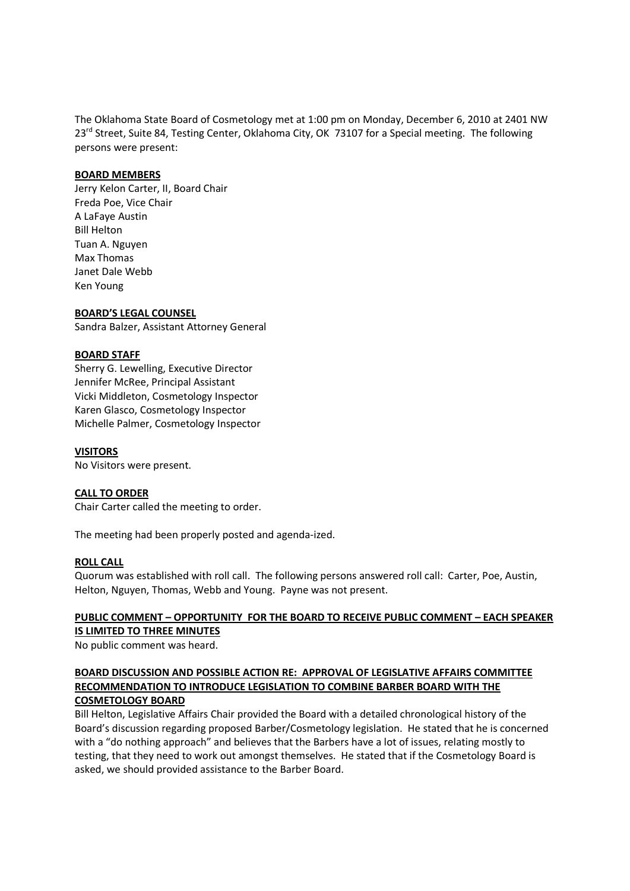The Oklahoma State Board of Cosmetology met at 1:00 pm on Monday, December 6, 2010 at 2401 NW 23rd Street, Suite 84, Testing Center, Oklahoma City, OK 73107 for a Special meeting. The following persons were present:

**BOARD MEMBERS**

Jerry Kelon Carter, II, Board Chair
Freda Poe, Vice Chair
A LaFaye Austin
Bill Helton
Tuan A. Nguyen
Max Thomas
Janet Dale Webb
Ken Young

**BOARD'S LEGAL COUNSEL**

Sandra Balzer, Assistant Attorney General

**BOARD STAFF**

Sherry G. Lewelling, Executive Director
Jennifer McRee, Principal Assistant
Vicki Middleton, Cosmetology Inspector
Karen Glasco, Cosmetology Inspector
Michelle Palmer, Cosmetology Inspector

**VISITORS**

No Visitors were present.

**CALL TO ORDER**

Chair Carter called the meeting to order.

The meeting had been properly posted and agenda-ized.

**ROLL CALL**

Quorum was established with roll call. The following persons answered roll call: Carter, Poe, Austin, Helton, Nguyen, Thomas, Webb and Young. Payne was not present.

**PUBLIC COMMENT – OPPORTUNITY FOR THE BOARD TO RECEIVE PUBLIC COMMENT – EACH SPEAKER IS LIMITED TO THREE MINUTES**

No public comment was heard.

**BOARD DISCUSSION AND POSSIBLE ACTION RE: APPROVAL OF LEGISLATIVE AFFAIRS COMMITTEE RECOMMENDATION TO INTRODUCE LEGISLATION TO COMBINE BARBER BOARD WITH THE COSMETOLOGY BOARD**

Bill Helton, Legislative Affairs Chair provided the Board with a detailed chronological history of the Board's discussion regarding proposed Barber/Cosmetology legislation. He stated that he is concerned with a "do nothing approach" and believes that the Barbers have a lot of issues, relating mostly to testing, that they need to work out amongst themselves. He stated that if the Cosmetology Board is asked, we should provided assistance to the Barber Board.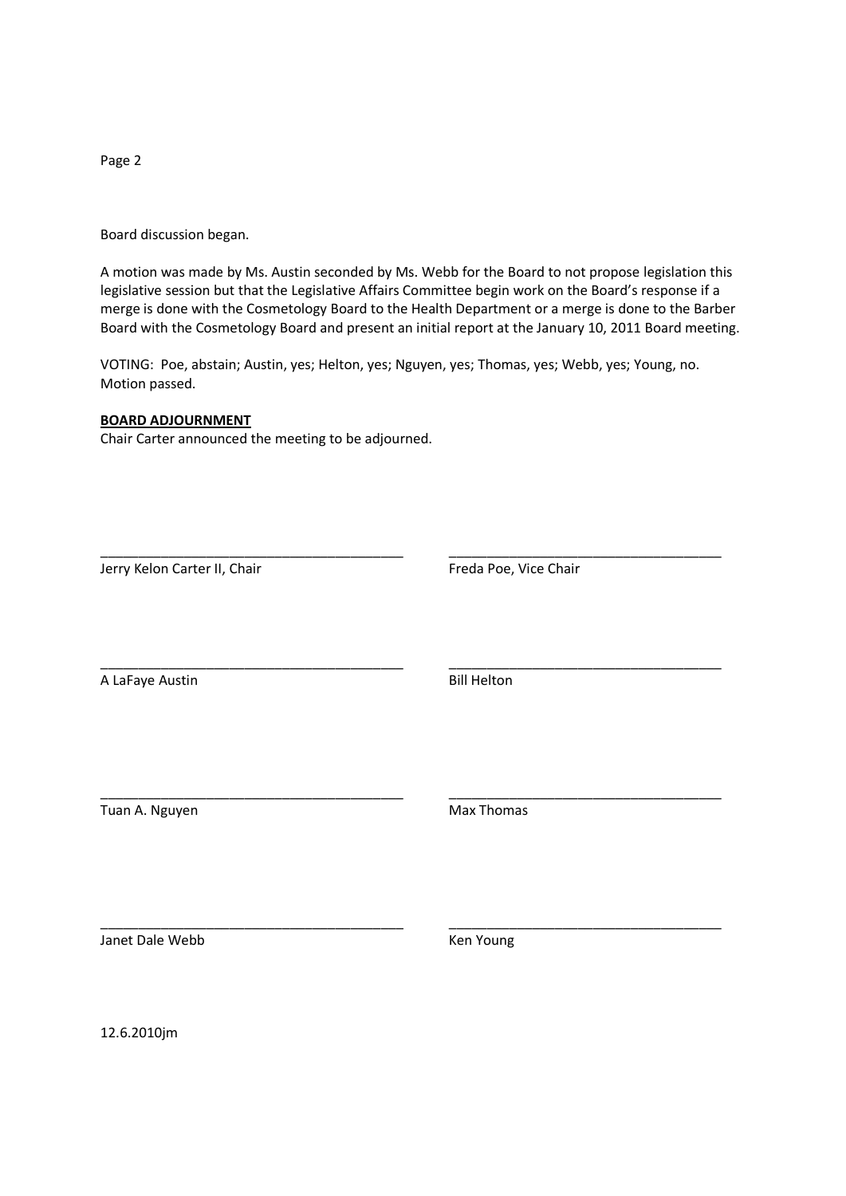Board discussion began.

A motion was made by Ms. Austin seconded by Ms. Webb for the Board to not propose legislation this legislative session but that the Legislative Affairs Committee begin work on the Board's response if a merge is done with the Cosmetology Board to the Health Department or a merge is done to the Barber Board with the Cosmetology Board and present an initial report at the January 10, 2011 Board meeting.

VOTING: Poe, abstain; Austin, yes; Helton, yes; Nguyen, yes; Thomas, yes; Webb, yes; Young, no. Motion passed.

**BOARD ADJOURNMENT**

Chair Carter announced the meeting to be adjourned.

_________________________________________ Jerry Kelon Carter II, Chair

_________________________________________ Freda Poe, Vice Chair

_________________________________________ A LaFaye Austin

_________________________________________ Bill Helton

_________________________________________ Tuan A. Nguyen

_________________________________________ Max Thomas

_________________________________________ Janet Dale Webb

_________________________________________ Ken Young

12.6.2010jm